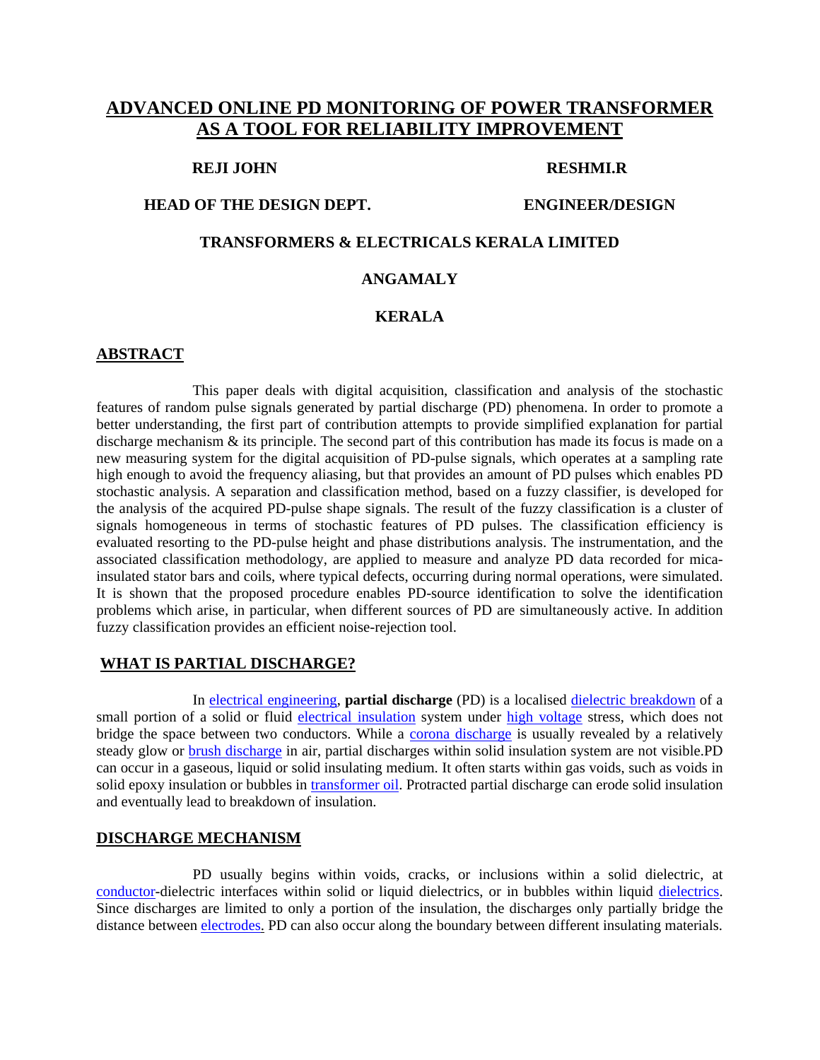# ADVANCED ONLINE PD MONITORING OF POWER TRANSFORMER AS A TOOL FOR RELIABILITY IMPROVEMENT

**REJI JOHN** — **HEAD OF THE DESIGN DEPT.**

**RESHMI.R** — **ENGINEER/DESIGN**

**TRANSFORMERS & ELECTRICALS KERALA LIMITED**

**ANGAMALY**

**KERALA**

## ABSTRACT

This paper deals with digital acquisition, classification and analysis of the stochastic features of random pulse signals generated by partial discharge (PD) phenomena. In order to promote a better understanding, the first part of contribution attempts to provide simplified explanation for partial discharge mechanism & its principle. The second part of this contribution has made its focus is made on a new measuring system for the digital acquisition of PD-pulse signals, which operates at a sampling rate high enough to avoid the frequency aliasing, but that provides an amount of PD pulses which enables PD stochastic analysis. A separation and classification method, based on a fuzzy classifier, is developed for the analysis of the acquired PD-pulse shape signals. The result of the fuzzy classification is a cluster of signals homogeneous in terms of stochastic features of PD pulses. The classification efficiency is evaluated resorting to the PD-pulse height and phase distributions analysis. The instrumentation, and the associated classification methodology, are applied to measure and analyze PD data recorded for mica-insulated stator bars and coils, where typical defects, occurring during normal operations, were simulated. It is shown that the proposed procedure enables PD-source identification to solve the identification problems which arise, in particular, when different sources of PD are simultaneously active. In addition fuzzy classification provides an efficient noise-rejection tool.

## WHAT IS PARTIAL DISCHARGE?

In electrical engineering, **partial discharge** (PD) is a localised dielectric breakdown of a small portion of a solid or fluid electrical insulation system under high voltage stress, which does not bridge the space between two conductors. While a corona discharge is usually revealed by a relatively steady glow or brush discharge in air, partial discharges within solid insulation system are not visible.PD can occur in a gaseous, liquid or solid insulating medium. It often starts within gas voids, such as voids in solid epoxy insulation or bubbles in transformer oil. Protracted partial discharge can erode solid insulation and eventually lead to breakdown of insulation.

## DISCHARGE MECHANISM

PD usually begins within voids, cracks, or inclusions within a solid dielectric, at conductor-dielectric interfaces within solid or liquid dielectrics, or in bubbles within liquid dielectrics. Since discharges are limited to only a portion of the insulation, the discharges only partially bridge the distance between electrodes. PD can also occur along the boundary between different insulating materials.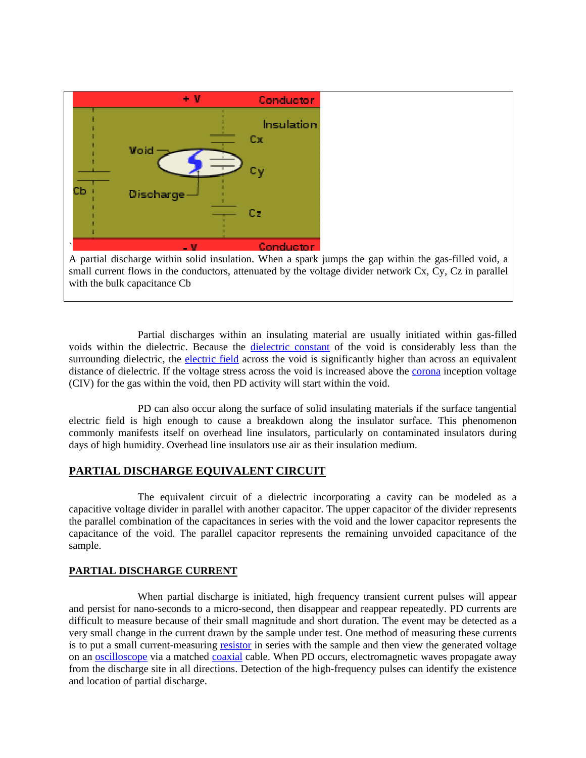A partial discharge within solid insulation. When a spark jumps the gap within the gas-filled void, a small current flows in the conductors, attenuated by the voltage divider network Cx, Cy, Cz in parallel with the bulk capacitance Cb

Partial discharges within an insulating material are usually initiated within gas-filled voids within the dielectric. Because the dielectric constant of the void is considerably less than the surrounding dielectric, the electric field across the void is significantly higher than across an equivalent distance of dielectric. If the voltage stress across the void is increased above the corona inception voltage (CIV) for the gas within the void, then PD activity will start within the void.

PD can also occur along the surface of solid insulating materials if the surface tangential electric field is high enough to cause a breakdown along the insulator surface. This phenomenon commonly manifests itself on overhead line insulators, particularly on contaminated insulators during days of high humidity. Overhead line insulators use air as their insulation medium.

## PARTIAL DISCHARGE EQUIVALENT CIRCUIT

The equivalent circuit of a dielectric incorporating a cavity can be modeled as a capacitive voltage divider in parallel with another capacitor. The upper capacitor of the divider represents the parallel combination of the capacitances in series with the void and the lower capacitor represents the capacitance of the void. The parallel capacitor represents the remaining unvoided capacitance of the sample.

## PARTIAL DISCHARGE CURRENT

When partial discharge is initiated, high frequency transient current pulses will appear and persist for nano-seconds to a micro-second, then disappear and reappear repeatedly. PD currents are difficult to measure because of their small magnitude and short duration. The event may be detected as a very small change in the current drawn by the sample under test. One method of measuring these currents is to put a small current-measuring resistor in series with the sample and then view the generated voltage on an oscilloscope via a matched coaxial cable. When PD occurs, electromagnetic waves propagate away from the discharge site in all directions. Detection of the high-frequency pulses can identify the existence and location of partial discharge.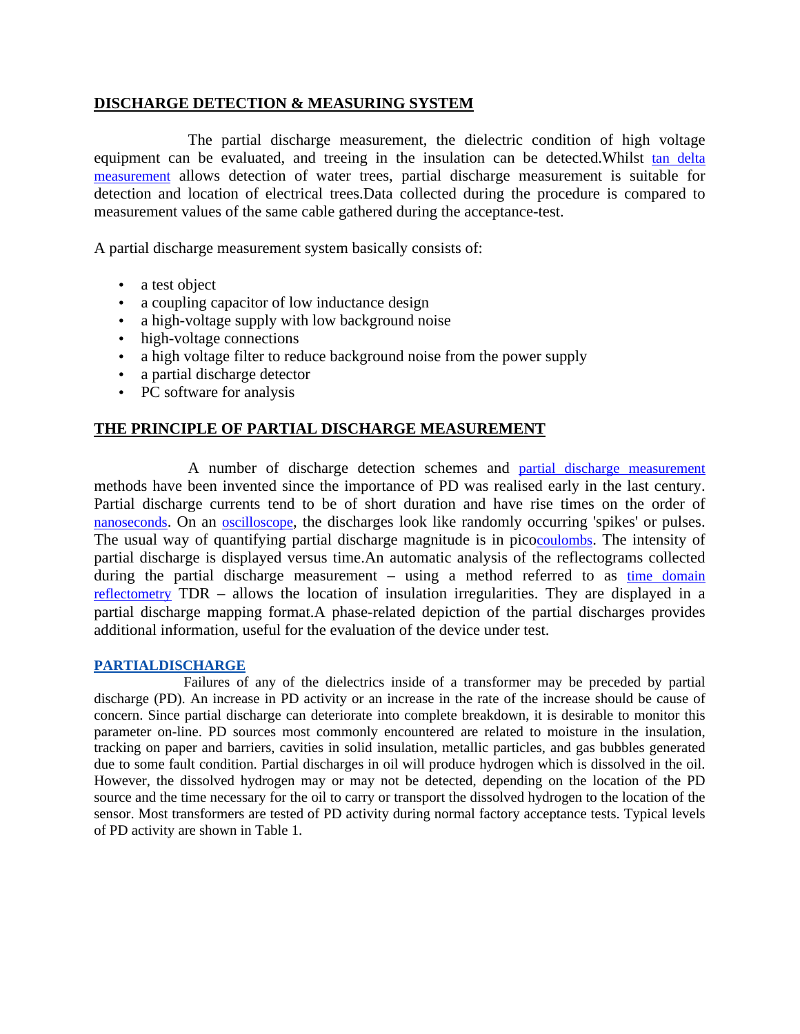## DISCHARGE DETECTION & MEASURING SYSTEM

The partial discharge measurement, the dielectric condition of high voltage equipment can be evaluated, and treeing in the insulation can be detected.Whilst tan delta measurement allows detection of water trees, partial discharge measurement is suitable for detection and location of electrical trees.Data collected during the procedure is compared to measurement values of the same cable gathered during the acceptance-test.

A partial discharge measurement system basically consists of:

- a test object
- a coupling capacitor of low inductance design
- a high-voltage supply with low background noise
- high-voltage connections
- a high voltage filter to reduce background noise from the power supply
- a partial discharge detector
- PC software for analysis

## THE PRINCIPLE OF PARTIAL DISCHARGE MEASUREMENT

A number of discharge detection schemes and partial discharge measurement methods have been invented since the importance of PD was realised early in the last century. Partial discharge currents tend to be of short duration and have rise times on the order of nanoseconds. On an oscilloscope, the discharges look like randomly occurring 'spikes' or pulses. The usual way of quantifying partial discharge magnitude is in picocoulombs. The intensity of partial discharge is displayed versus time.An automatic analysis of the reflectograms collected during the partial discharge measurement – using a method referred to as time domain reflectometry TDR – allows the location of insulation irregularities. They are displayed in a partial discharge mapping format.A phase-related depiction of the partial discharges provides additional information, useful for the evaluation of the device under test.

### PARTIALDISCHARGE

Failures of any of the dielectrics inside of a transformer may be preceded by partial discharge (PD). An increase in PD activity or an increase in the rate of the increase should be cause of concern. Since partial discharge can deteriorate into complete breakdown, it is desirable to monitor this parameter on-line. PD sources most commonly encountered are related to moisture in the insulation, tracking on paper and barriers, cavities in solid insulation, metallic particles, and gas bubbles generated due to some fault condition. Partial discharges in oil will produce hydrogen which is dissolved in the oil. However, the dissolved hydrogen may or may not be detected, depending on the location of the PD source and the time necessary for the oil to carry or transport the dissolved hydrogen to the location of the sensor. Most transformers are tested of PD activity during normal factory acceptance tests. Typical levels of PD activity are shown in Table 1.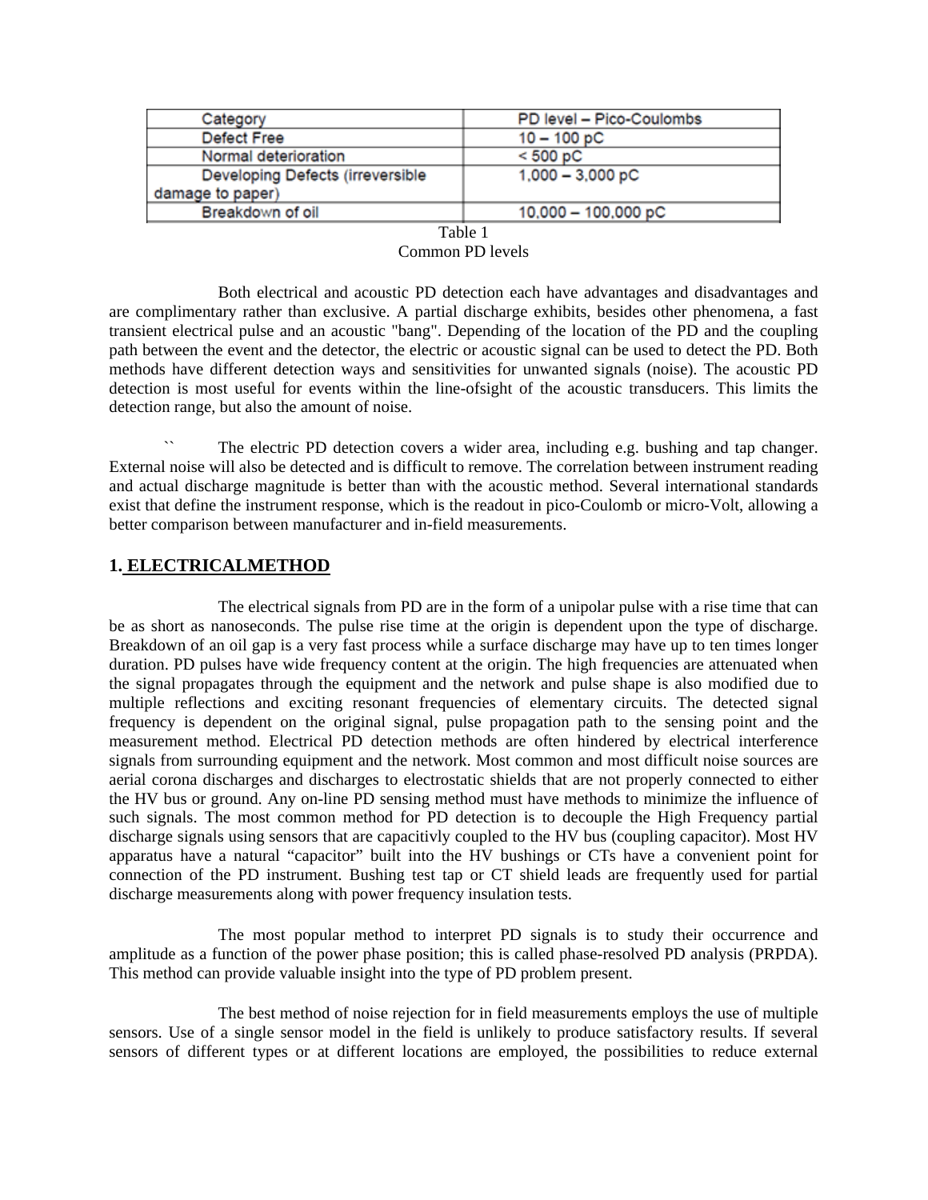| Category | PD level – Pico-Coulombs |
| --- | --- |
| Defect Free | 10 – 100 pC |
| Normal deterioration | < 500 pC |
| Developing Defects (irreversible damage to paper) | 1,000 – 3,000 pC |
| Breakdown of oil | 10,000 – 100,000 pC |

Table 1
Common PD levels

Both electrical and acoustic PD detection each have advantages and disadvantages and are complimentary rather than exclusive. A partial discharge exhibits, besides other phenomena, a fast transient electrical pulse and an acoustic "bang". Depending of the location of the PD and the coupling path between the event and the detector, the electric or acoustic signal can be used to detect the PD. Both methods have different detection ways and sensitivities for unwanted signals (noise). The acoustic PD detection is most useful for events within the line-ofsight of the acoustic transducers. This limits the detection range, but also the amount of noise.

`` The electric PD detection covers a wider area, including e.g. bushing and tap changer. External noise will also be detected and is difficult to remove. The correlation between instrument reading and actual discharge magnitude is better than with the acoustic method. Several international standards exist that define the instrument response, which is the readout in pico-Coulomb or micro-Volt, allowing a better comparison between manufacturer and in-field measurements.

## 1. ELECTRICALMETHOD

The electrical signals from PD are in the form of a unipolar pulse with a rise time that can be as short as nanoseconds. The pulse rise time at the origin is dependent upon the type of discharge. Breakdown of an oil gap is a very fast process while a surface discharge may have up to ten times longer duration. PD pulses have wide frequency content at the origin. The high frequencies are attenuated when the signal propagates through the equipment and the network and pulse shape is also modified due to multiple reflections and exciting resonant frequencies of elementary circuits. The detected signal frequency is dependent on the original signal, pulse propagation path to the sensing point and the measurement method. Electrical PD detection methods are often hindered by electrical interference signals from surrounding equipment and the network. Most common and most difficult noise sources are aerial corona discharges and discharges to electrostatic shields that are not properly connected to either the HV bus or ground. Any on-line PD sensing method must have methods to minimize the influence of such signals. The most common method for PD detection is to decouple the High Frequency partial discharge signals using sensors that are capacitivly coupled to the HV bus (coupling capacitor). Most HV apparatus have a natural "capacitor" built into the HV bushings or CTs have a convenient point for connection of the PD instrument. Bushing test tap or CT shield leads are frequently used for partial discharge measurements along with power frequency insulation tests.

The most popular method to interpret PD signals is to study their occurrence and amplitude as a function of the power phase position; this is called phase-resolved PD analysis (PRPDA). This method can provide valuable insight into the type of PD problem present.

The best method of noise rejection for in field measurements employs the use of multiple sensors. Use of a single sensor model in the field is unlikely to produce satisfactory results. If several sensors of different types or at different locations are employed, the possibilities to reduce external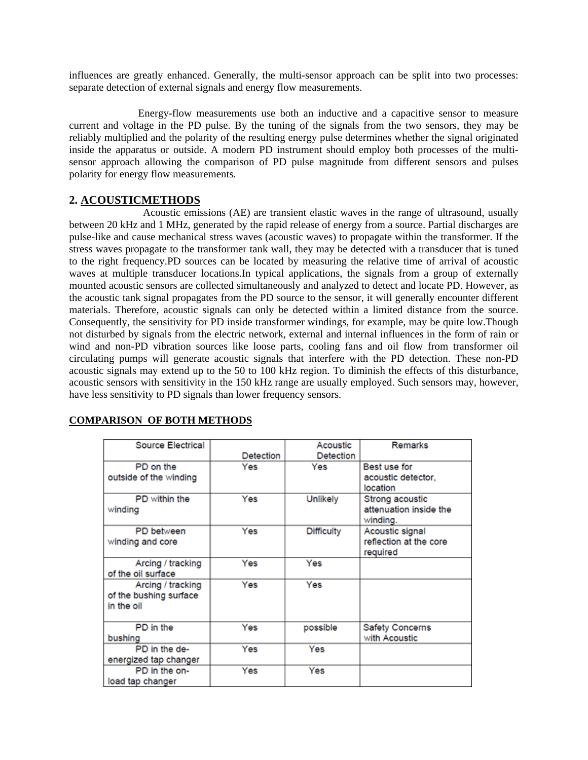influences are greatly enhanced. Generally, the multi-sensor approach can be split into two processes: separate detection of external signals and energy flow measurements.

Energy-flow measurements use both an inductive and a capacitive sensor to measure current and voltage in the PD pulse. By the tuning of the signals from the two sensors, they may be reliably multiplied and the polarity of the resulting energy pulse determines whether the signal originated inside the apparatus or outside. A modern PD instrument should employ both processes of the multi-sensor approach allowing the comparison of PD pulse magnitude from different sensors and pulses polarity for energy flow measurements.

## 2. ACOUSTICMETHODS

Acoustic emissions (AE) are transient elastic waves in the range of ultrasound, usually between 20 kHz and 1 MHz, generated by the rapid release of energy from a source. Partial discharges are pulse-like and cause mechanical stress waves (acoustic waves) to propagate within the transformer. If the stress waves propagate to the transformer tank wall, they may be detected with a transducer that is tuned to the right frequency.PD sources can be located by measuring the relative time of arrival of acoustic waves at multiple transducer locations.In typical applications, the signals from a group of externally mounted acoustic sensors are collected simultaneously and analyzed to detect and locate PD. However, as the acoustic tank signal propagates from the PD source to the sensor, it will generally encounter different materials. Therefore, acoustic signals can only be detected within a limited distance from the source. Consequently, the sensitivity for PD inside transformer windings, for example, may be quite low.Though not disturbed by signals from the electric network, external and internal influences in the form of rain or wind and non-PD vibration sources like loose parts, cooling fans and oil flow from transformer oil circulating pumps will generate acoustic signals that interfere with the PD detection. These non-PD acoustic signals may extend up to the 50 to 100 kHz region. To diminish the effects of this disturbance, acoustic sensors with sensitivity in the 150 kHz range are usually employed. Such sensors may, however, have less sensitivity to PD signals than lower frequency sensors.

**COMPARISON OF BOTH METHODS**

| Source Electrical | Detection | Acoustic Detection | Remarks |
|---|---|---|---|
| PD on the outside of the winding | Yes | Yes | Best use for acoustic detector, location |
| PD within the winding | Yes | Unlikely | Strong acoustic attenuation inside the winding. |
| PD between winding and core | Yes | Difficulty | Acoustic signal reflection at the core required |
| Arcing / tracking of the oil surface | Yes | Yes | |
| Arcing / tracking of the bushing surface in the oil | Yes | Yes | |
| PD in the bushing | Yes | possible | Safety Concerns with Acoustic |
| PD in the de-energized tap changer | Yes | Yes | |
| PD in the on-load tap changer | Yes | Yes | |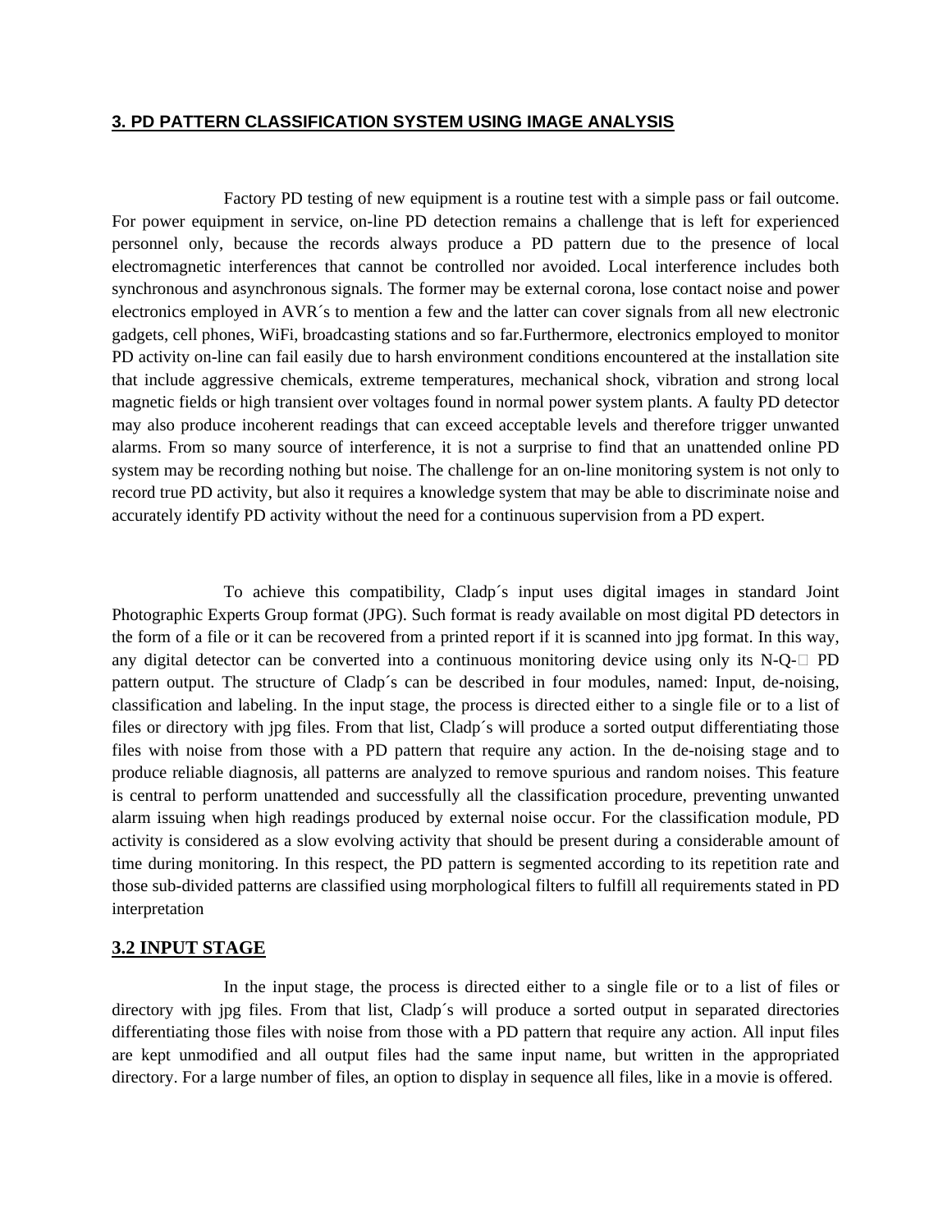## 3. PD PATTERN CLASSIFICATION SYSTEM USING IMAGE ANALYSIS

Factory PD testing of new equipment is a routine test with a simple pass or fail outcome. For power equipment in service, on-line PD detection remains a challenge that is left for experienced personnel only, because the records always produce a PD pattern due to the presence of local electromagnetic interferences that cannot be controlled nor avoided. Local interference includes both synchronous and asynchronous signals. The former may be external corona, lose contact noise and power electronics employed in AVR´s to mention a few and the latter can cover signals from all new electronic gadgets, cell phones, WiFi, broadcasting stations and so far.Furthermore, electronics employed to monitor PD activity on-line can fail easily due to harsh environment conditions encountered at the installation site that include aggressive chemicals, extreme temperatures, mechanical shock, vibration and strong local magnetic fields or high transient over voltages found in normal power system plants. A faulty PD detector may also produce incoherent readings that can exceed acceptable levels and therefore trigger unwanted alarms. From so many source of interference, it is not a surprise to find that an unattended online PD system may be recording nothing but noise. The challenge for an on-line monitoring system is not only to record true PD activity, but also it requires a knowledge system that may be able to discriminate noise and accurately identify PD activity without the need for a continuous supervision from a PD expert.

To achieve this compatibility, Cladp´s input uses digital images in standard Joint Photographic Experts Group format (JPG). Such format is ready available on most digital PD detectors in the form of a file or it can be recovered from a printed report if it is scanned into jpg format. In this way, any digital detector can be converted into a continuous monitoring device using only its N-Q-□ PD pattern output. The structure of Cladp´s can be described in four modules, named: Input, de-noising, classification and labeling. In the input stage, the process is directed either to a single file or to a list of files or directory with jpg files. From that list, Cladp´s will produce a sorted output differentiating those files with noise from those with a PD pattern that require any action. In the de-noising stage and to produce reliable diagnosis, all patterns are analyzed to remove spurious and random noises. This feature is central to perform unattended and successfully all the classification procedure, preventing unwanted alarm issuing when high readings produced by external noise occur. For the classification module, PD activity is considered as a slow evolving activity that should be present during a considerable amount of time during monitoring. In this respect, the PD pattern is segmented according to its repetition rate and those sub-divided patterns are classified using morphological filters to fulfill all requirements stated in PD interpretation

### 3.2 INPUT STAGE

In the input stage, the process is directed either to a single file or to a list of files or directory with jpg files. From that list, Cladp´s will produce a sorted output in separated directories differentiating those files with noise from those with a PD pattern that require any action. All input files are kept unmodified and all output files had the same input name, but written in the appropriated directory. For a large number of files, an option to display in sequence all files, like in a movie is offered.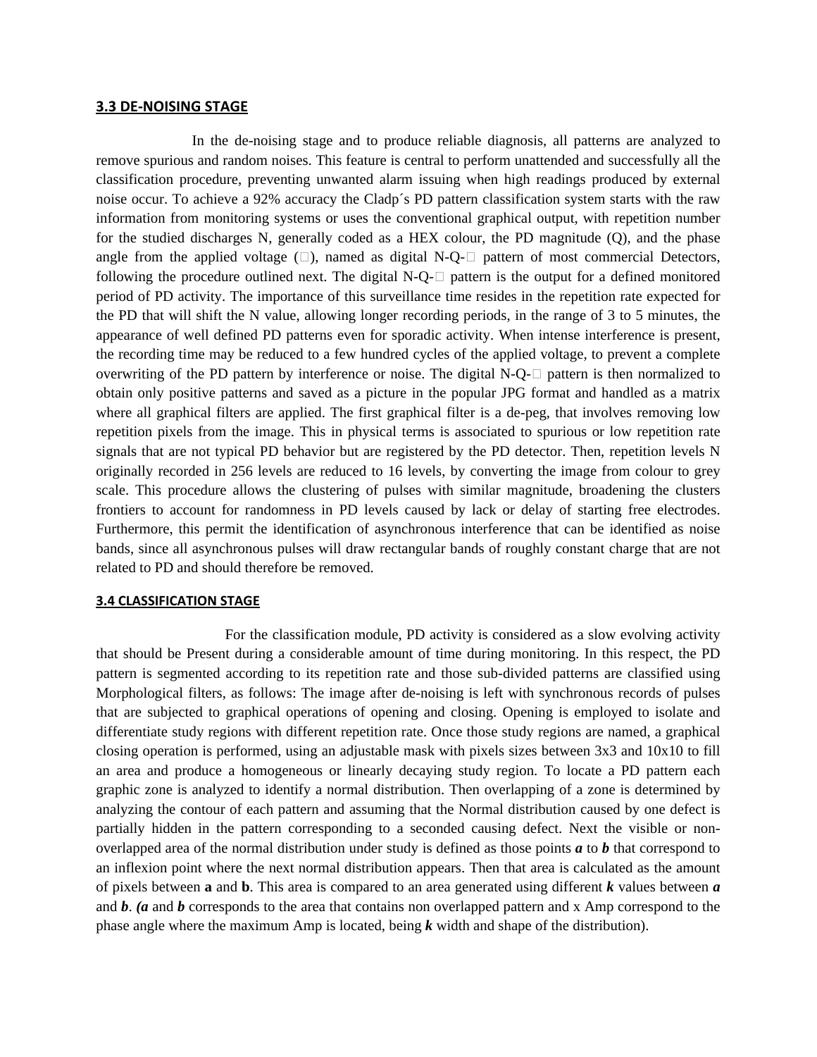### 3.3 DE-NOISING STAGE

In the de-noising stage and to produce reliable diagnosis, all patterns are analyzed to remove spurious and random noises. This feature is central to perform unattended and successfully all the classification procedure, preventing unwanted alarm issuing when high readings produced by external noise occur. To achieve a 92% accuracy the Cladp´s PD pattern classification system starts with the raw information from monitoring systems or uses the conventional graphical output, with repetition number for the studied discharges N, generally coded as a HEX colour, the PD magnitude (Q), and the phase angle from the applied voltage (), named as digital N-Q- pattern of most commercial Detectors, following the procedure outlined next. The digital N-Q- pattern is the output for a defined monitored period of PD activity. The importance of this surveillance time resides in the repetition rate expected for the PD that will shift the N value, allowing longer recording periods, in the range of 3 to 5 minutes, the appearance of well defined PD patterns even for sporadic activity. When intense interference is present, the recording time may be reduced to a few hundred cycles of the applied voltage, to prevent a complete overwriting of the PD pattern by interference or noise. The digital N-Q- pattern is then normalized to obtain only positive patterns and saved as a picture in the popular JPG format and handled as a matrix where all graphical filters are applied. The first graphical filter is a de-peg, that involves removing low repetition pixels from the image. This in physical terms is associated to spurious or low repetition rate signals that are not typical PD behavior but are registered by the PD detector. Then, repetition levels N originally recorded in 256 levels are reduced to 16 levels, by converting the image from colour to grey scale. This procedure allows the clustering of pulses with similar magnitude, broadening the clusters frontiers to account for randomness in PD levels caused by lack or delay of starting free electrodes. Furthermore, this permit the identification of asynchronous interference that can be identified as noise bands, since all asynchronous pulses will draw rectangular bands of roughly constant charge that are not related to PD and should therefore be removed.

### 3.4 CLASSIFICATION STAGE

For the classification module, PD activity is considered as a slow evolving activity that should be Present during a considerable amount of time during monitoring. In this respect, the PD pattern is segmented according to its repetition rate and those sub-divided patterns are classified using Morphological filters, as follows: The image after de-noising is left with synchronous records of pulses that are subjected to graphical operations of opening and closing. Opening is employed to isolate and differentiate study regions with different repetition rate. Once those study regions are named, a graphical closing operation is performed, using an adjustable mask with pixels sizes between 3x3 and 10x10 to fill an area and produce a homogeneous or linearly decaying study region. To locate a PD pattern each graphic zone is analyzed to identify a normal distribution. Then overlapping of a zone is determined by analyzing the contour of each pattern and assuming that the Normal distribution caused by one defect is partially hidden in the pattern corresponding to a seconded causing defect. Next the visible or non-overlapped area of the normal distribution under study is defined as those points ***a*** to ***b*** that correspond to an inflexion point where the next normal distribution appears. Then that area is calculated as the amount of pixels between **a** and **b**. This area is compared to an area generated using different ***k*** values between ***a*** and ***b***. ***(a*** and ***b*** corresponds to the area that contains non overlapped pattern and x Amp correspond to the phase angle where the maximum Amp is located, being ***k*** width and shape of the distribution).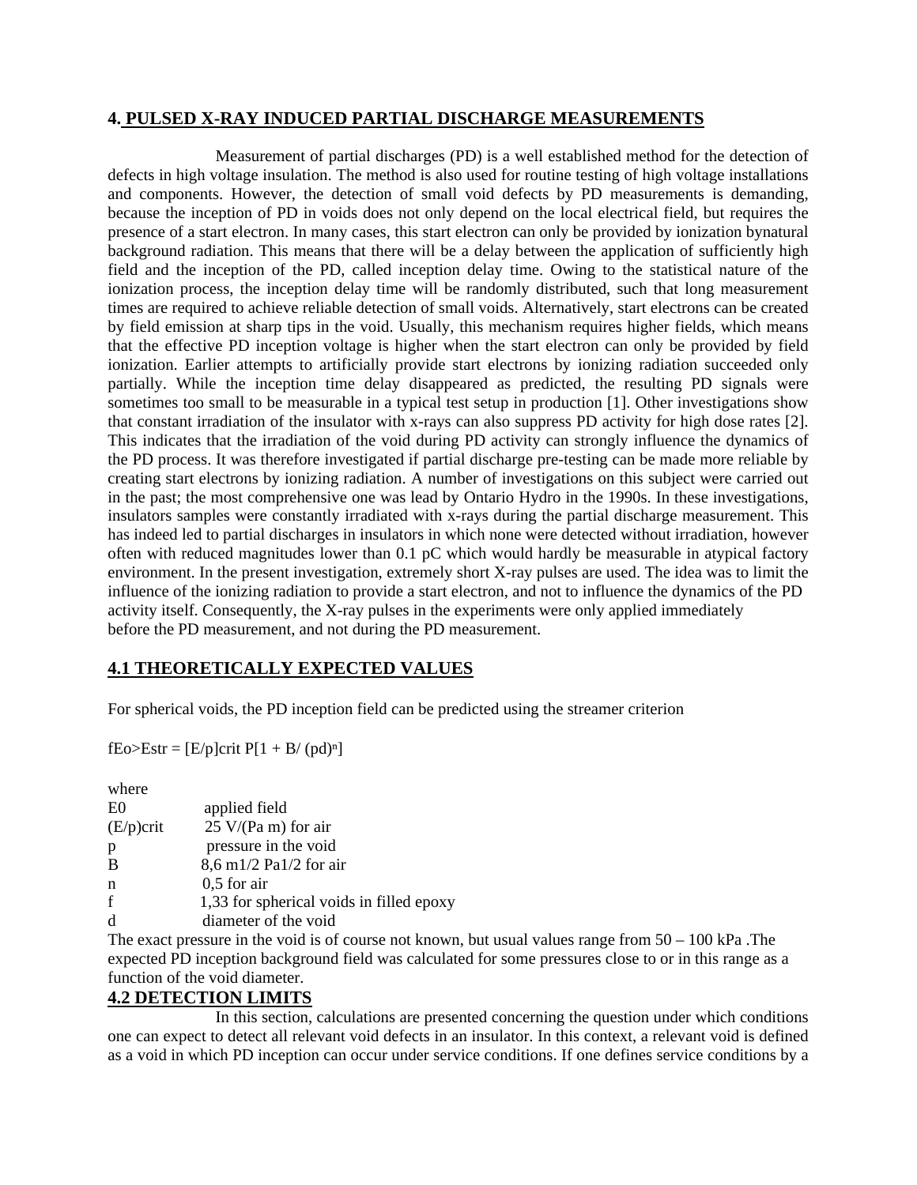## 4. PULSED X-RAY INDUCED PARTIAL DISCHARGE MEASUREMENTS

Measurement of partial discharges (PD) is a well established method for the detection of defects in high voltage insulation. The method is also used for routine testing of high voltage installations and components. However, the detection of small void defects by PD measurements is demanding, because the inception of PD in voids does not only depend on the local electrical field, but requires the presence of a start electron. In many cases, this start electron can only be provided by ionization bynatural background radiation. This means that there will be a delay between the application of sufficiently high field and the inception of the PD, called inception delay time. Owing to the statistical nature of the ionization process, the inception delay time will be randomly distributed, such that long measurement times are required to achieve reliable detection of small voids. Alternatively, start electrons can be created by field emission at sharp tips in the void. Usually, this mechanism requires higher fields, which means that the effective PD inception voltage is higher when the start electron can only be provided by field ionization. Earlier attempts to artificially provide start electrons by ionizing radiation succeeded only partially. While the inception time delay disappeared as predicted, the resulting PD signals were sometimes too small to be measurable in a typical test setup in production [1]. Other investigations show that constant irradiation of the insulator with x-rays can also suppress PD activity for high dose rates [2]. This indicates that the irradiation of the void during PD activity can strongly influence the dynamics of the PD process. It was therefore investigated if partial discharge pre-testing can be made more reliable by creating start electrons by ionizing radiation. A number of investigations on this subject were carried out in the past; the most comprehensive one was lead by Ontario Hydro in the 1990s. In these investigations, insulators samples were constantly irradiated with x-rays during the partial discharge measurement. This has indeed led to partial discharges in insulators in which none were detected without irradiation, however often with reduced magnitudes lower than 0.1 pC which would hardly be measurable in atypical factory environment. In the present investigation, extremely short X-ray pulses are used. The idea was to limit the influence of the ionizing radiation to provide a start electron, and not to influence the dynamics of the PD activity itself. Consequently, the X-ray pulses in the experiments were only applied immediately before the PD measurement, and not during the PD measurement.

## 4.1 THEORETICALLY EXPECTED VALUES

For spherical voids, the PD inception field can be predicted using the streamer criterion

$$fE_o > E_{str} = [E/p]_{crit}\, P[1 + B/(pd)^n]$$

where

| | |
|---|---|
| $E_0$ | applied field |
| $(E/p)_{crit}$ | 25 V/(Pa m) for air |
| p | pressure in the void |
| B | 8,6 $m^{1/2}$ $Pa^{1/2}$ for air |
| n | 0,5 for air |
| f | 1,33 for spherical voids in filled epoxy |
| d | diameter of the void |

The exact pressure in the void is of course not known, but usual values range from 50 – 100 kPa .The expected PD inception background field was calculated for some pressures close to or in this range as a function of the void diameter.

## 4.2 DETECTION LIMITS

In this section, calculations are presented concerning the question under which conditions one can expect to detect all relevant void defects in an insulator. In this context, a relevant void is defined as a void in which PD inception can occur under service conditions. If one defines service conditions by a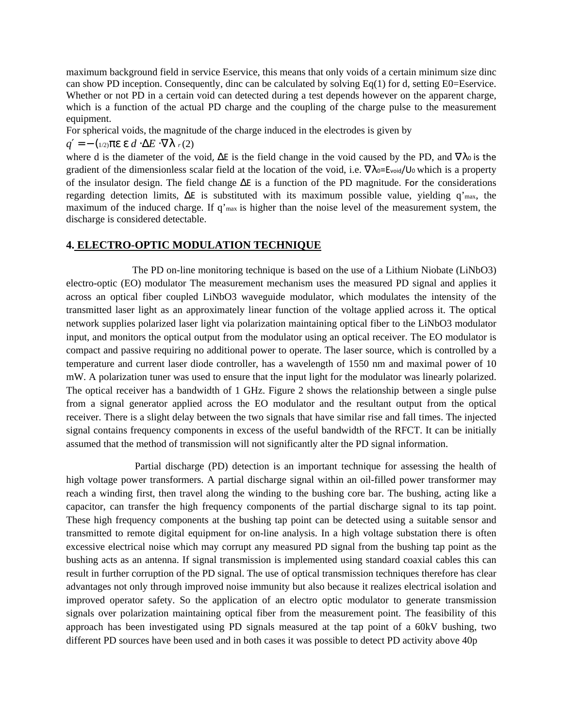maximum background field in service Eservice, this means that only voids of a certain minimum size dinc can show PD inception. Consequently, dinc can be calculated by solving Eq(1) for d, setting E0=Eservice. Whether or not PD in a certain void can detected during a test depends however on the apparent charge, which is a function of the actual PD charge and the coupling of the charge pulse to the measurement equipment.

For spherical voids, the magnitude of the charge induced in the electrodes is given by

$$q' = -(1/2)\pi \varepsilon \varepsilon_r d \cdot \Delta E \cdot \nabla \lambda \quad (2)$$

where d is the diameter of the void, $\Delta E$ is the field change in the void caused by the PD, and $\nabla\lambda_0$ is the gradient of the dimensionless scalar field at the location of the void, i.e. $\nabla\lambda_0 = E_{void}/U_0$ which is a property of the insulator design. The field change $\Delta E$ is a function of the PD magnitude. For the considerations regarding detection limits, $\Delta E$ is substituted with its maximum possible value, yielding $q'_{max}$, the maximum of the induced charge. If $q'_{max}$ is higher than the noise level of the measurement system, the discharge is considered detectable.

## 4. ELECTRO-OPTIC MODULATION TECHNIQUE

The PD on-line monitoring technique is based on the use of a Lithium Niobate ($LiNbO_3$) electro-optic (EO) modulator The measurement mechanism uses the measured PD signal and applies it across an optical fiber coupled $LiNbO_3$ waveguide modulator, which modulates the intensity of the transmitted laser light as an approximately linear function of the voltage applied across it. The optical network supplies polarized laser light via polarization maintaining optical fiber to the $LiNbO_3$ modulator input, and monitors the optical output from the modulator using an optical receiver. The EO modulator is compact and passive requiring no additional power to operate. The laser source, which is controlled by a temperature and current laser diode controller, has a wavelength of 1550 nm and maximal power of 10 mW. A polarization tuner was used to ensure that the input light for the modulator was linearly polarized. The optical receiver has a bandwidth of 1 GHz. Figure 2 shows the relationship between a single pulse from a signal generator applied across the EO modulator and the resultant output from the optical receiver. There is a slight delay between the two signals that have similar rise and fall times. The injected signal contains frequency components in excess of the useful bandwidth of the RFCT. It can be initially assumed that the method of transmission will not significantly alter the PD signal information.

Partial discharge (PD) detection is an important technique for assessing the health of high voltage power transformers. A partial discharge signal within an oil-filled power transformer may reach a winding first, then travel along the winding to the bushing core bar. The bushing, acting like a capacitor, can transfer the high frequency components of the partial discharge signal to its tap point. These high frequency components at the bushing tap point can be detected using a suitable sensor and transmitted to remote digital equipment for on-line analysis. In a high voltage substation there is often excessive electrical noise which may corrupt any measured PD signal from the bushing tap point as the bushing acts as an antenna. If signal transmission is implemented using standard coaxial cables this can result in further corruption of the PD signal. The use of optical transmission techniques therefore has clear advantages not only through improved noise immunity but also because it realizes electrical isolation and improved operator safety. So the application of an electro optic modulator to generate transmission signals over polarization maintaining optical fiber from the measurement point. The feasibility of this approach has been investigated using PD signals measured at the tap point of a 60kV bushing, two different PD sources have been used and in both cases it was possible to detect PD activity above 40p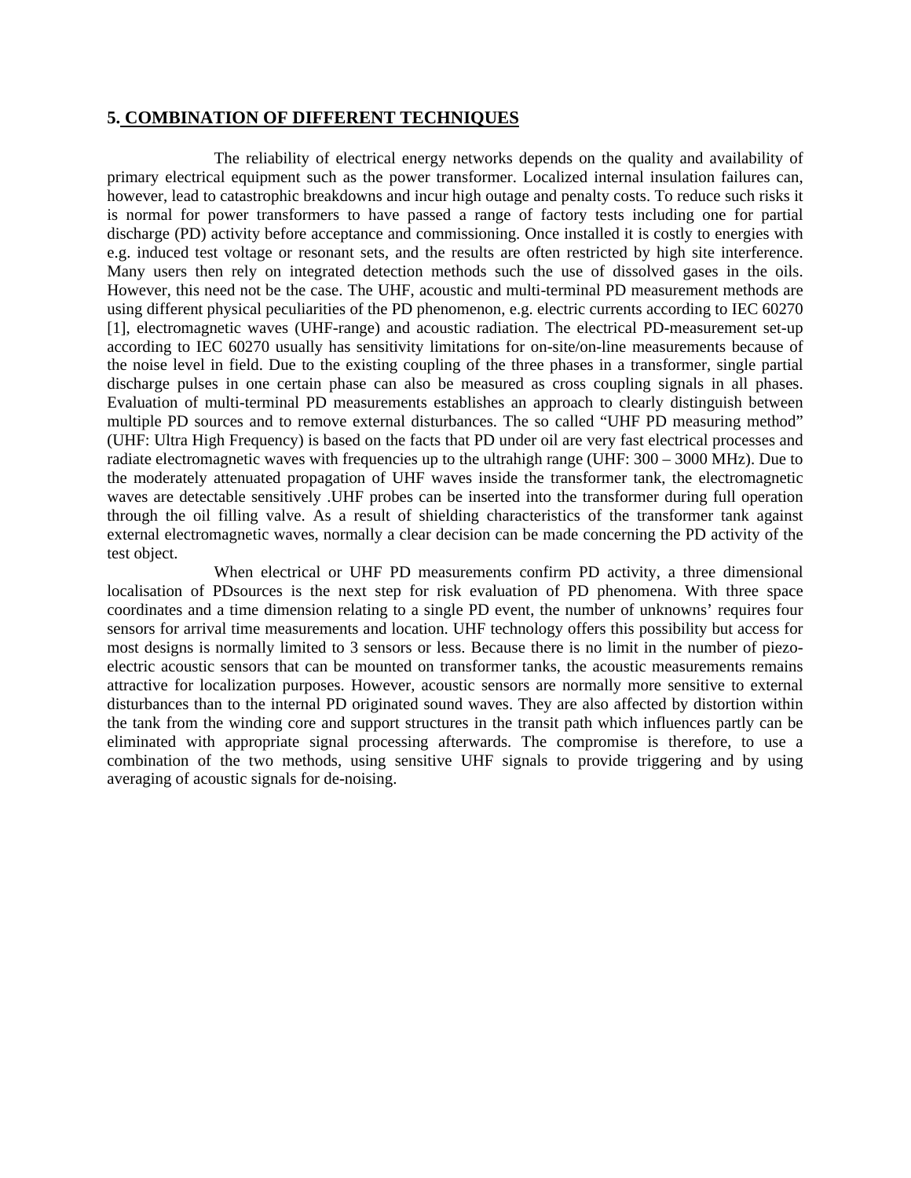## 5. COMBINATION OF DIFFERENT TECHNIQUES

The reliability of electrical energy networks depends on the quality and availability of primary electrical equipment such as the power transformer. Localized internal insulation failures can, however, lead to catastrophic breakdowns and incur high outage and penalty costs. To reduce such risks it is normal for power transformers to have passed a range of factory tests including one for partial discharge (PD) activity before acceptance and commissioning. Once installed it is costly to energies with e.g. induced test voltage or resonant sets, and the results are often restricted by high site interference. Many users then rely on integrated detection methods such the use of dissolved gases in the oils. However, this need not be the case. The UHF, acoustic and multi-terminal PD measurement methods are using different physical peculiarities of the PD phenomenon, e.g. electric currents according to IEC 60270 [1], electromagnetic waves (UHF-range) and acoustic radiation. The electrical PD-measurement set-up according to IEC 60270 usually has sensitivity limitations for on-site/on-line measurements because of the noise level in field. Due to the existing coupling of the three phases in a transformer, single partial discharge pulses in one certain phase can also be measured as cross coupling signals in all phases. Evaluation of multi-terminal PD measurements establishes an approach to clearly distinguish between multiple PD sources and to remove external disturbances. The so called "UHF PD measuring method" (UHF: Ultra High Frequency) is based on the facts that PD under oil are very fast electrical processes and radiate electromagnetic waves with frequencies up to the ultrahigh range (UHF: 300 – 3000 MHz). Due to the moderately attenuated propagation of UHF waves inside the transformer tank, the electromagnetic waves are detectable sensitively .UHF probes can be inserted into the transformer during full operation through the oil filling valve. As a result of shielding characteristics of the transformer tank against external electromagnetic waves, normally a clear decision can be made concerning the PD activity of the test object.

When electrical or UHF PD measurements confirm PD activity, a three dimensional localisation of PDsources is the next step for risk evaluation of PD phenomena. With three space coordinates and a time dimension relating to a single PD event, the number of unknowns' requires four sensors for arrival time measurements and location. UHF technology offers this possibility but access for most designs is normally limited to 3 sensors or less. Because there is no limit in the number of piezo-electric acoustic sensors that can be mounted on transformer tanks, the acoustic measurements remains attractive for localization purposes. However, acoustic sensors are normally more sensitive to external disturbances than to the internal PD originated sound waves. They are also affected by distortion within the tank from the winding core and support structures in the transit path which influences partly can be eliminated with appropriate signal processing afterwards. The compromise is therefore, to use a combination of the two methods, using sensitive UHF signals to provide triggering and by using averaging of acoustic signals for de-noising.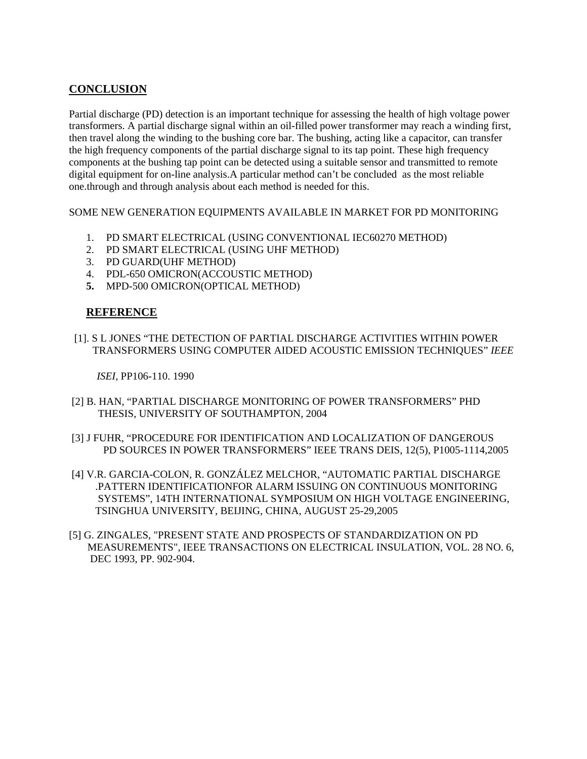## CONCLUSION

Partial discharge (PD) detection is an important technique for assessing the health of high voltage power transformers. A partial discharge signal within an oil-filled power transformer may reach a winding first, then travel along the winding to the bushing core bar. The bushing, acting like a capacitor, can transfer the high frequency components of the partial discharge signal to its tap point. These high frequency components at the bushing tap point can be detected using a suitable sensor and transmitted to remote digital equipment for on-line analysis.A particular method can't be concluded as the most reliable one.through and through analysis about each method is needed for this.

SOME NEW GENERATION EQUIPMENTS AVAILABLE IN MARKET FOR PD MONITORING

1. PD SMART ELECTRICAL (USING CONVENTIONAL IEC60270 METHOD)
2. PD SMART ELECTRICAL (USING UHF METHOD)
3. PD GUARD(UHF METHOD)
4. PDL-650 OMICRON(ACCOUSTIC METHOD)
5. MPD-500 OMICRON(OPTICAL METHOD)

## REFERENCE

[1]. S L JONES "THE DETECTION OF PARTIAL DISCHARGE ACTIVITIES WITHIN POWER TRANSFORMERS USING COMPUTER AIDED ACOUSTIC EMISSION TECHNIQUES" *IEEE ISEI,* PP106-110. 1990

[2] B. HAN, "PARTIAL DISCHARGE MONITORING OF POWER TRANSFORMERS" PHD THESIS, UNIVERSITY OF SOUTHAMPTON, 2004

[3] J FUHR, "PROCEDURE FOR IDENTIFICATION AND LOCALIZATION OF DANGEROUS PD SOURCES IN POWER TRANSFORMERS" IEEE TRANS DEIS, 12(5), P1005-1114,2005

[4] V.R. GARCIA-COLON, R. GONZÁLEZ MELCHOR, "AUTOMATIC PARTIAL DISCHARGE .PATTERN IDENTIFICATIONFOR ALARM ISSUING ON CONTINUOUS MONITORING SYSTEMS", 14TH INTERNATIONAL SYMPOSIUM ON HIGH VOLTAGE ENGINEERING, TSINGHUA UNIVERSITY, BEIJING, CHINA, AUGUST 25-29,2005

[5] G. ZINGALES, "PRESENT STATE AND PROSPECTS OF STANDARDIZATION ON PD MEASUREMENTS", IEEE TRANSACTIONS ON ELECTRICAL INSULATION, VOL. 28 NO. 6, DEC 1993, PP. 902-904.